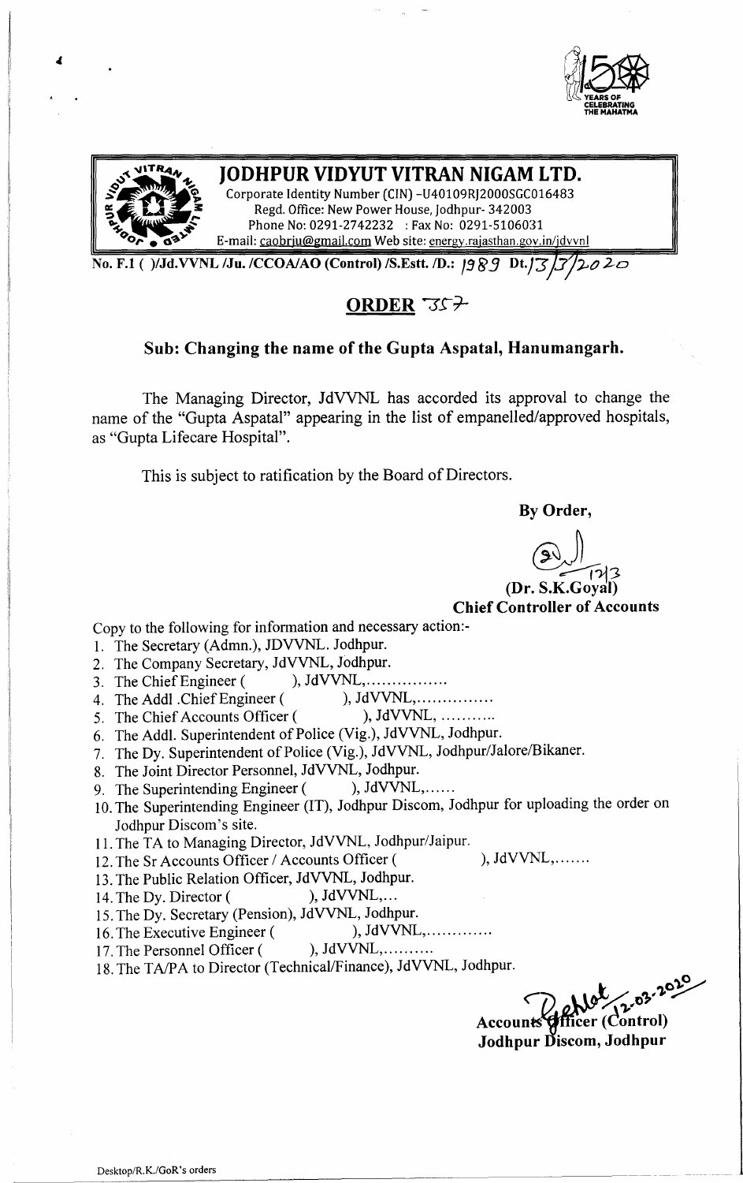# JODHPUR VIDYUT VITRAN NIGAM LTD.

Corporate Identity Number (CIN) -U40109RJ2000SGC016483
Regd. Office: New Power House, Jodhpur- 342003
Phone No: 0291-2742232 : Fax No: 0291-5106031
E-mail: caobrju@gmail.com Web site: energy.rajasthan.gov.in/jdvvnl

**No. F.1 ( )/Jd.VVNL /Ju. /CCOA/AO (Control) /S.Estt. /D.:** 1989 **Dt.**13/3/2020

## ORDER 357

### Sub: Changing the name of the Gupta Aspatal, Hanumangarh.

The Managing Director, JdVVNL has accorded its approval to change the name of the "Gupta Aspatal" appearing in the list of empanelled/approved hospitals, as "Gupta Lifecare Hospital".

This is subject to ratification by the Board of Directors.

**By Order,**

12/3

**(Dr. S.K.Goyal)**
**Chief Controller of Accounts**

Copy to the following for information and necessary action:-

1. The Secretary (Admn.), JDVVNL. Jodhpur.
2. The Company Secretary, JdVVNL, Jodhpur.
3. The Chief Engineer (       ), JdVVNL,................
4. The Addl .Chief Engineer (       ), JdVVNL,...............
5. The Chief Accounts Officer (       ), JdVVNL, ...........
6. The Addl. Superintendent of Police (Vig.), JdVVNL, Jodhpur.
7. The Dy. Superintendent of Police (Vig.), JdVVNL, Jodhpur/Jalore/Bikaner.
8. The Joint Director Personnel, JdVVNL, Jodhpur.
9. The Superintending Engineer (       ), JdVVNL,......
10. The Superintending Engineer (IT), Jodhpur Discom, Jodhpur for uploading the order on Jodhpur Discom's site.
11. The TA to Managing Director, JdVVNL, Jodhpur/Jaipur.
12. The Sr Accounts Officer / Accounts Officer (       ), JdVVNL,.......
13. The Public Relation Officer, JdVVNL, Jodhpur.
14. The Dy. Director (       ), JdVVNL,...
15. The Dy. Secretary (Pension), JdVVNL, Jodhpur.
16. The Executive Engineer (       ), JdVVNL,.............
17. The Personnel Officer (       ), JdVVNL,..........
18. The TA/PA to Director (Technical/Finance), JdVVNL, Jodhpur.

12-03-2020

**Accounts Officer (Control)**
**Jodhpur Discom, Jodhpur**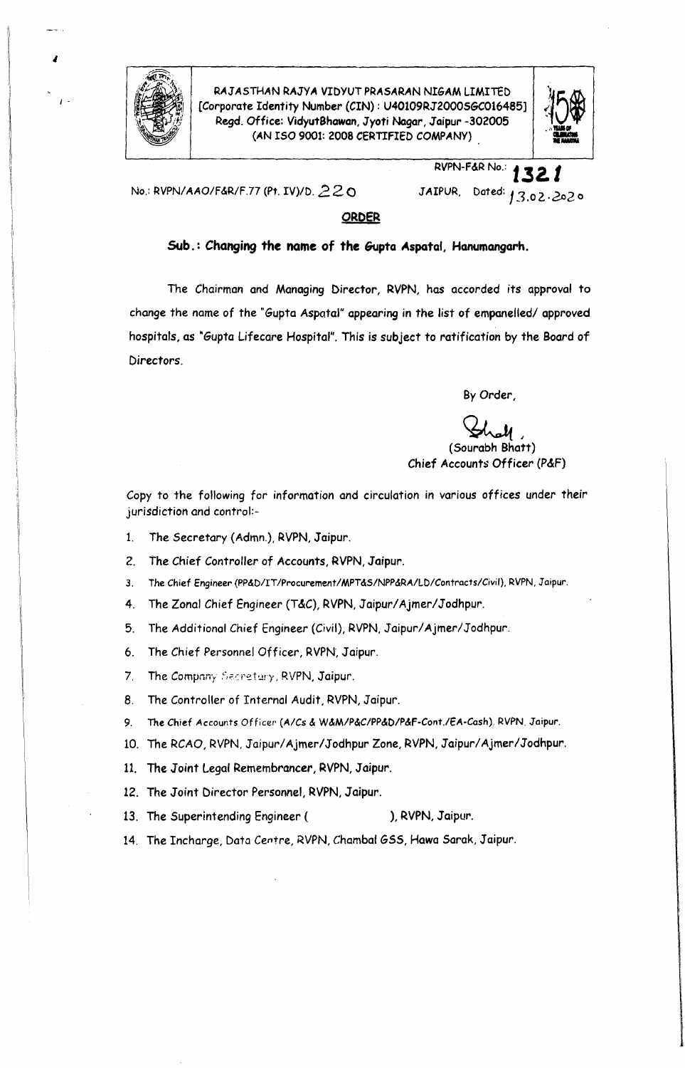RAJASTHAN RAJYA VIDYUT PRASARAN NIGAM LIMITED
[Corporate Identity Number (CIN) : U40109RJ2000SGC016485]
Regd. Office: VidyutBhawan, Jyoti Nagar, Jaipur -302005
(AN ISO 9001: 2008 CERTIFIED COMPANY)

RVPN-F&R No.: **1321**

No.: RVPN/AAO/F&R/F.77 (Pt. IV)/D. 220

JAIPUR, Dated: 13.02.2020

## ORDER

**Sub.: Changing the name of the Gupta Aspatal, Hanumangarh.**

The Chairman and Managing Director, RVPN, has accorded its approval to change the name of the "Gupta Aspatal" appearing in the list of empanelled/ approved hospitals, as "Gupta Lifecare Hospital". This is subject to ratification by the Board of Directors.

By Order,

(Sourabh Bhatt)
Chief Accounts Officer (P&F)

Copy to the following for information and circulation in various offices under their jurisdiction and control:-

1. The Secretary (Admn.), RVPN, Jaipur.
2. The Chief Controller of Accounts, RVPN, Jaipur.
3. The Chief Engineer (PP&D/IT/Procurement/MPT&S/NPP&RA/LD/Contracts/Civil), RVPN, Jaipur.
4. The Zonal Chief Engineer (T&C), RVPN, Jaipur/Ajmer/Jodhpur.
5. The Additional Chief Engineer (Civil), RVPN, Jaipur/Ajmer/Jodhpur.
6. The Chief Personnel Officer, RVPN, Jaipur.
7. The Company Secretary, RVPN, Jaipur.
8. The Controller of Internal Audit, RVPN, Jaipur.
9. The Chief Accounts Officer (A/Cs & W&M/P&C/PP&D/P&F-Cont./EA-Cash), RVPN, Jaipur.
10. The RCAO, RVPN, Jaipur/Ajmer/Jodhpur Zone, RVPN, Jaipur/Ajmer/Jodhpur.
11. The Joint Legal Remembrancer, RVPN, Jaipur.
12. The Joint Director Personnel, RVPN, Jaipur.
13. The Superintending Engineer ( ), RVPN, Jaipur.
14. The Incharge, Data Centre, RVPN, Chambal GSS, Hawa Sarak, Jaipur.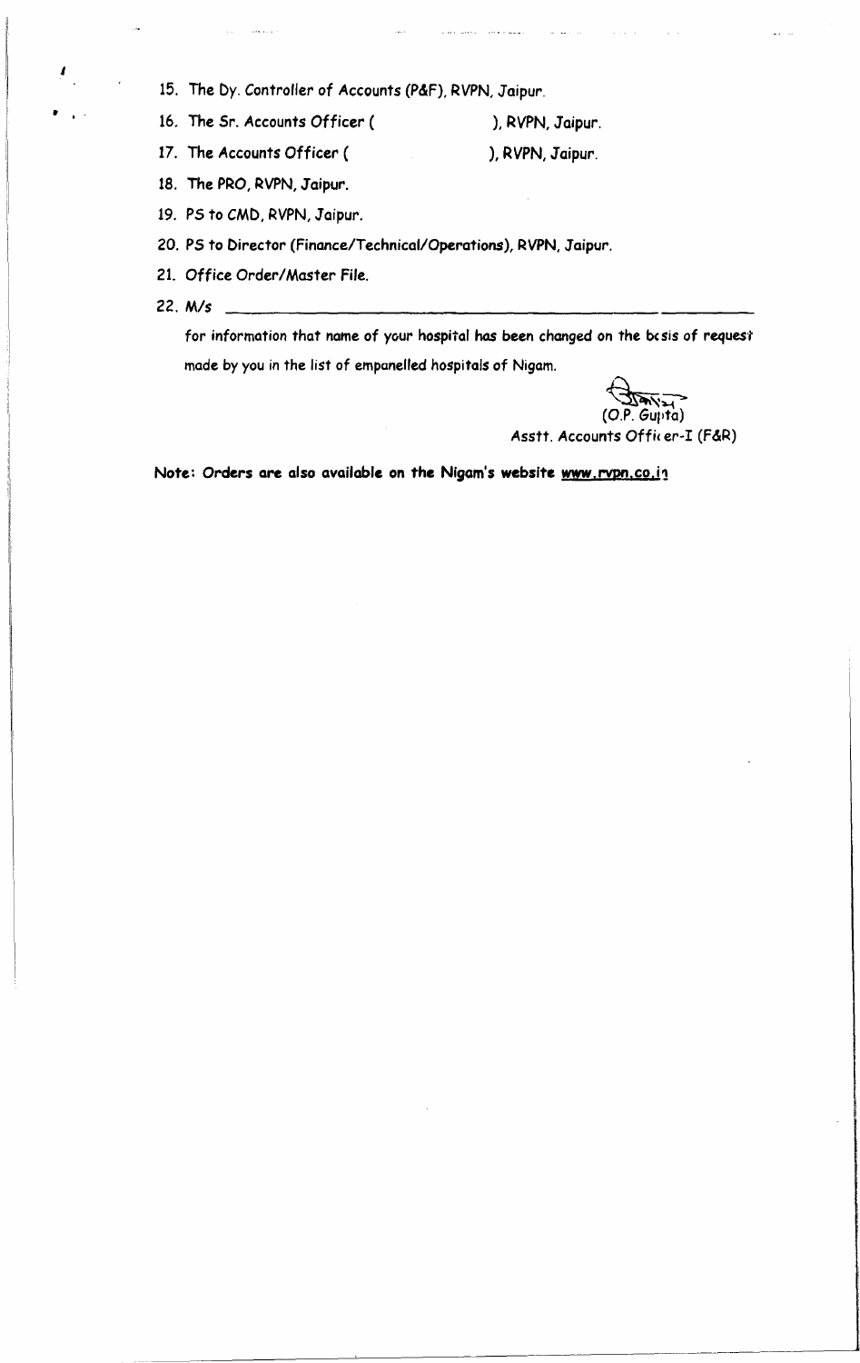15. The Dy. Controller of Accounts (P&F), RVPN, Jaipur.
16. The Sr. Accounts Officer (                    ), RVPN, Jaipur.
17. The Accounts Officer (                    ), RVPN, Jaipur.
18. The PRO, RVPN, Jaipur.
19. PS to CMD, RVPN, Jaipur.
20. PS to Director (Finance/Technical/Operations), RVPN, Jaipur.
21. Office Order/Master File.
22. M/s ______________________________________________

    for information that name of your hospital has been changed on the basis of request made by you in the list of empanelled hospitals of Nigam.

(O.P. Gupta)
Asstt. Accounts Officer-I (F&R)

**Note: Orders are also available on the Nigam's website www.rvpn.co.in**